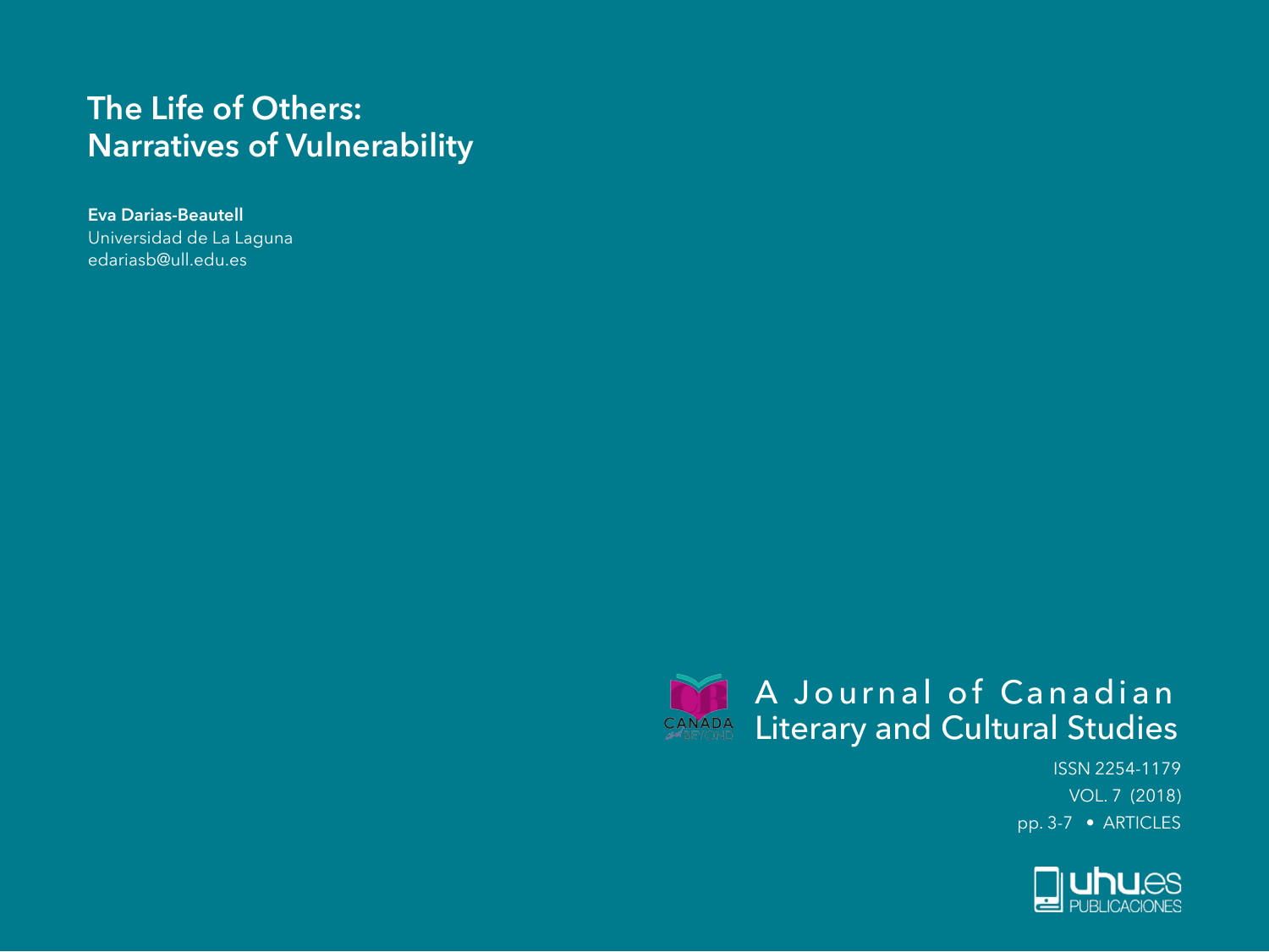# The Life of Others: Narratives of Vulnerability

**Eva Darias-Beautell**
Universidad de La Laguna
edariasb@ull.edu.es

A Journal of Canadian Literary and Cultural Studies

ISSN 2254-1179
VOL. 7 (2018)
pp. 3-7 • ARTICLES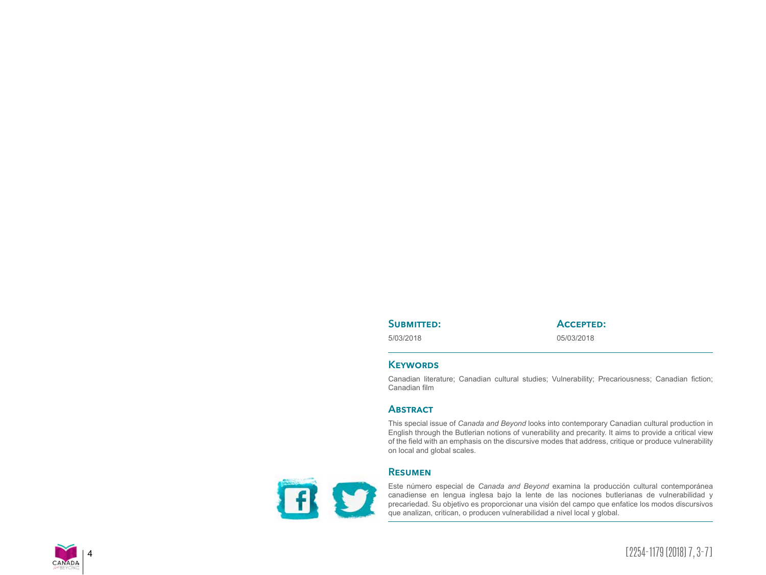**Submitted:**

5/03/2018

**Accepted:**

05/03/2018

## Keywords

Canadian literature; Canadian cultural studies; Vulnerability; Precariousness; Canadian fiction; Canadian film

## Abstract

This special issue of *Canada and Beyond* looks into contemporary Canadian cultural production in English through the Butlerian notions of vunerability and precarity. It aims to provide a critical view of the field with an emphasis on the discursive modes that address, critique or produce vulnerability on local and global scales.

## Resumen

Este número especial de *Canada and Beyond* examina la producción cultural contemporánea canadiense en lengua inglesa bajo la lente de las nociones butlerianas de vulnerabilidad y precariedad. Su objetivo es proporcionar una visión del campo que enfatice los modos discursivos que analizan, critican, o producen vulnerabilidad a nivel local y global.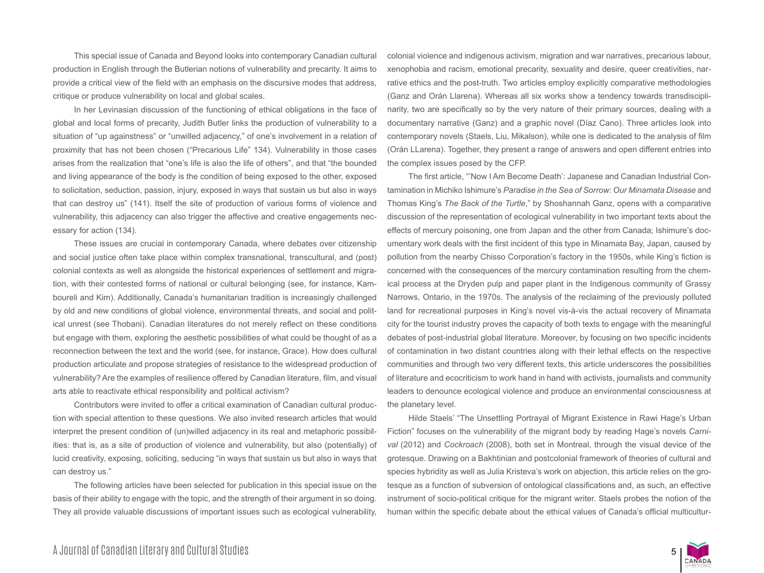This special issue of Canada and Beyond looks into contemporary Canadian cultural production in English through the Butlerian notions of vulnerability and precarity. It aims to provide a critical view of the field with an emphasis on the discursive modes that address, critique or produce vulnerability on local and global scales.

In her Levinasian discussion of the functioning of ethical obligations in the face of global and local forms of precarity, Judith Butler links the production of vulnerability to a situation of "up againstness" or "unwilled adjacency," of one's involvement in a relation of proximity that has not been chosen ("Precarious Life" 134). Vulnerability in those cases arises from the realization that "one's life is also the life of others", and that "the bounded and living appearance of the body is the condition of being exposed to the other, exposed to solicitation, seduction, passion, injury, exposed in ways that sustain us but also in ways that can destroy us" (141). Itself the site of production of various forms of violence and vulnerability, this adjacency can also trigger the affective and creative engagements necessary for action (134).

These issues are crucial in contemporary Canada, where debates over citizenship and social justice often take place within complex transnational, transcultural, and (post) colonial contexts as well as alongside the historical experiences of settlement and migration, with their contested forms of national or cultural belonging (see, for instance, Kamboureli and Kim). Additionally, Canada's humanitarian tradition is increasingly challenged by old and new conditions of global violence, environmental threats, and social and political unrest (see Thobani). Canadian literatures do not merely reflect on these conditions but engage with them, exploring the aesthetic possibilities of what could be thought of as a reconnection between the text and the world (see, for instance, Grace). How does cultural production articulate and propose strategies of resistance to the widespread production of vulnerability? Are the examples of resilience offered by Canadian literature, film, and visual arts able to reactivate ethical responsibility and political activism?

Contributors were invited to offer a critical examination of Canadian cultural production with special attention to these questions. We also invited research articles that would interpret the present condition of (un)willed adjacency in its real and metaphoric possibilities: that is, as a site of production of violence and vulnerability, but also (potentially) of lucid creativity, exposing, soliciting, seducing "in ways that sustain us but also in ways that can destroy us."

The following articles have been selected for publication in this special issue on the basis of their ability to engage with the topic, and the strength of their argument in so doing. They all provide valuable discussions of important issues such as ecological vulnerability, colonial violence and indigenous activism, migration and war narratives, precarious labour, xenophobia and racism, emotional precarity, sexuality and desire, queer creativities, narrative ethics and the post-truth. Two articles employ explicitly comparative methodologies (Ganz and Orán Llarena). Whereas all six works show a tendency towards transdisciplinarity, two are specifically so by the very nature of their primary sources, dealing with a documentary narrative (Ganz) and a graphic novel (Díaz Cano). Three articles look into contemporary novels (Staels, Liu, Mikalson), while one is dedicated to the analysis of film (Orán LLarena). Together, they present a range of answers and open different entries into the complex issues posed by the CFP.

The first article, "'Now I Am Become Death': Japanese and Canadian Industrial Contamination in Michiko Ishimure's *Paradise in the Sea of Sorrow: Our Minamata Disease* and Thomas King's *The Back of the Turtle*," by Shoshannah Ganz, opens with a comparative discussion of the representation of ecological vulnerability in two important texts about the effects of mercury poisoning, one from Japan and the other from Canada; Ishimure's documentary work deals with the first incident of this type in Minamata Bay, Japan, caused by pollution from the nearby Chisso Corporation's factory in the 1950s, while King's fiction is concerned with the consequences of the mercury contamination resulting from the chemical process at the Dryden pulp and paper plant in the Indigenous community of Grassy Narrows, Ontario, in the 1970s. The analysis of the reclaiming of the previously polluted land for recreational purposes in King's novel vis-à-vis the actual recovery of Minamata city for the tourist industry proves the capacity of both texts to engage with the meaningful debates of post-industrial global literature. Moreover, by focusing on two specific incidents of contamination in two distant countries along with their lethal effects on the respective communities and through two very different texts, this article underscores the possibilities of literature and ecocriticism to work hand in hand with activists, journalists and community leaders to denounce ecological violence and produce an environmental consciousness at the planetary level.

Hilde Staels' "The Unsettling Portrayal of Migrant Existence in Rawi Hage's Urban Fiction" focuses on the vulnerability of the migrant body by reading Hage's novels *Carnival* (2012) and *Cockroach* (2008), both set in Montreal, through the visual device of the grotesque. Drawing on a Bakhtinian and postcolonial framework of theories of cultural and species hybridity as well as Julia Kristeva's work on abjection, this article relies on the grotesque as a function of subversion of ontological classifications and, as such, an effective instrument of socio-political critique for the migrant writer. Staels probes the notion of the human within the specific debate about the ethical values of Canada's official multicultur-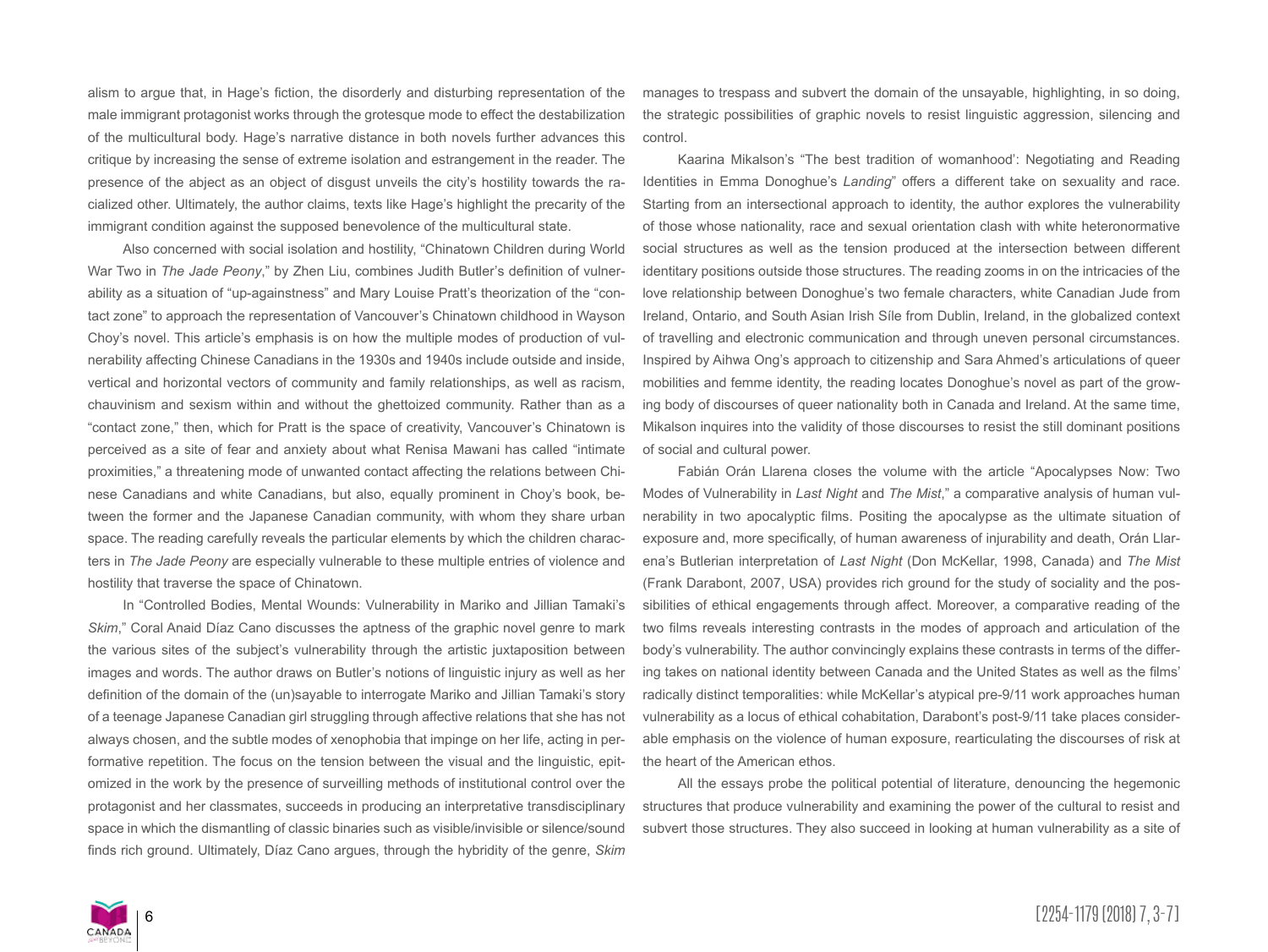alism to argue that, in Hage's fiction, the disorderly and disturbing representation of the male immigrant protagonist works through the grotesque mode to effect the destabilization of the multicultural body. Hage's narrative distance in both novels further advances this critique by increasing the sense of extreme isolation and estrangement in the reader. The presence of the abject as an object of disgust unveils the city's hostility towards the racialized other. Ultimately, the author claims, texts like Hage's highlight the precarity of the immigrant condition against the supposed benevolence of the multicultural state.

Also concerned with social isolation and hostility, "Chinatown Children during World War Two in *The Jade Peony*," by Zhen Liu, combines Judith Butler's definition of vulnerability as a situation of "up-againstness" and Mary Louise Pratt's theorization of the "contact zone" to approach the representation of Vancouver's Chinatown childhood in Wayson Choy's novel. This article's emphasis is on how the multiple modes of production of vulnerability affecting Chinese Canadians in the 1930s and 1940s include outside and inside, vertical and horizontal vectors of community and family relationships, as well as racism, chauvinism and sexism within and without the ghettoized community. Rather than as a "contact zone," then, which for Pratt is the space of creativity, Vancouver's Chinatown is perceived as a site of fear and anxiety about what Renisa Mawani has called "intimate proximities," a threatening mode of unwanted contact affecting the relations between Chinese Canadians and white Canadians, but also, equally prominent in Choy's book, between the former and the Japanese Canadian community, with whom they share urban space. The reading carefully reveals the particular elements by which the children characters in *The Jade Peony* are especially vulnerable to these multiple entries of violence and hostility that traverse the space of Chinatown.

In "Controlled Bodies, Mental Wounds: Vulnerability in Mariko and Jillian Tamaki's *Skim*," Coral Anaid Díaz Cano discusses the aptness of the graphic novel genre to mark the various sites of the subject's vulnerability through the artistic juxtaposition between images and words. The author draws on Butler's notions of linguistic injury as well as her definition of the domain of the (un)sayable to interrogate Mariko and Jillian Tamaki's story of a teenage Japanese Canadian girl struggling through affective relations that she has not always chosen, and the subtle modes of xenophobia that impinge on her life, acting in performative repetition. The focus on the tension between the visual and the linguistic, epitomized in the work by the presence of surveilling methods of institutional control over the protagonist and her classmates, succeeds in producing an interpretative transdisciplinary space in which the dismantling of classic binaries such as visible/invisible or silence/sound finds rich ground. Ultimately, Díaz Cano argues, through the hybridity of the genre, *Skim* manages to trespass and subvert the domain of the unsayable, highlighting, in so doing, the strategic possibilities of graphic novels to resist linguistic aggression, silencing and control.

Kaarina Mikalson's "The best tradition of womanhood': Negotiating and Reading Identities in Emma Donoghue's *Landing*" offers a different take on sexuality and race. Starting from an intersectional approach to identity, the author explores the vulnerability of those whose nationality, race and sexual orientation clash with white heteronormative social structures as well as the tension produced at the intersection between different identitary positions outside those structures. The reading zooms in on the intricacies of the love relationship between Donoghue's two female characters, white Canadian Jude from Ireland, Ontario, and South Asian Irish Síle from Dublin, Ireland, in the globalized context of travelling and electronic communication and through uneven personal circumstances. Inspired by Aihwa Ong's approach to citizenship and Sara Ahmed's articulations of queer mobilities and femme identity, the reading locates Donoghue's novel as part of the growing body of discourses of queer nationality both in Canada and Ireland. At the same time, Mikalson inquires into the validity of those discourses to resist the still dominant positions of social and cultural power.

Fabián Orán Llarena closes the volume with the article "Apocalypses Now: Two Modes of Vulnerability in *Last Night* and *The Mist*," a comparative analysis of human vulnerability in two apocalyptic films. Positing the apocalypse as the ultimate situation of exposure and, more specifically, of human awareness of injurability and death, Orán Llarena's Butlerian interpretation of *Last Night* (Don McKellar, 1998, Canada) and *The Mist* (Frank Darabont, 2007, USA) provides rich ground for the study of sociality and the possibilities of ethical engagements through affect. Moreover, a comparative reading of the two films reveals interesting contrasts in the modes of approach and articulation of the body's vulnerability. The author convincingly explains these contrasts in terms of the differing takes on national identity between Canada and the United States as well as the films' radically distinct temporalities: while McKellar's atypical pre-9/11 work approaches human vulnerability as a locus of ethical cohabitation, Darabont's post-9/11 take places considerable emphasis on the violence of human exposure, rearticulating the discourses of risk at the heart of the American ethos.

All the essays probe the political potential of literature, denouncing the hegemonic structures that produce vulnerability and examining the power of the cultural to resist and subvert those structures. They also succeed in looking at human vulnerability as a site of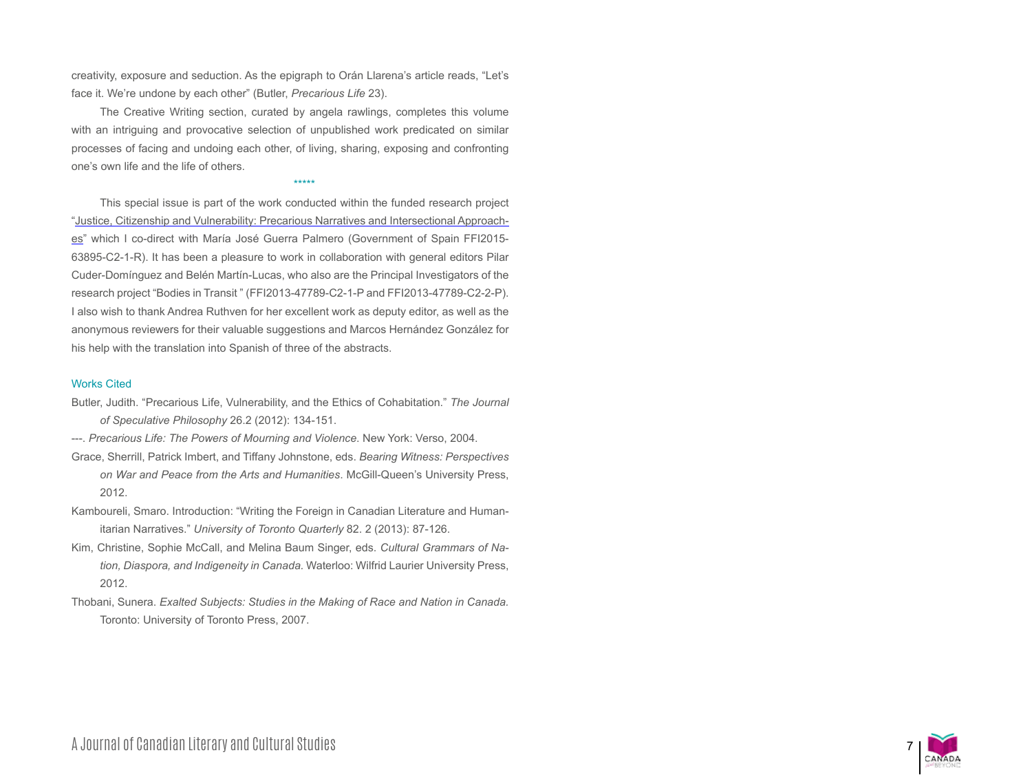creativity, exposure and seduction. As the epigraph to Orán Llarena's article reads, "Let's face it. We're undone by each other" (Butler, *Precarious Life* 23).

The Creative Writing section, curated by angela rawlings, completes this volume with an intriguing and provocative selection of unpublished work predicated on similar processes of facing and undoing each other, of living, sharing, exposing and confronting one's own life and the life of others.

*****

This special issue is part of the work conducted within the funded research project "Justice, Citizenship and Vulnerability: Precarious Narratives and Intersectional Approaches" which I co-direct with María José Guerra Palmero (Government of Spain FFI2015-63895-C2-1-R). It has been a pleasure to work in collaboration with general editors Pilar Cuder-Domínguez and Belén Martín-Lucas, who also are the Principal Investigators of the research project "Bodies in Transit " (FFI2013-47789-C2-1-P and FFI2013-47789-C2-2-P). I also wish to thank Andrea Ruthven for her excellent work as deputy editor, as well as the anonymous reviewers for their valuable suggestions and Marcos Hernández González for his help with the translation into Spanish of three of the abstracts.

### Works Cited

Butler, Judith. "Precarious Life, Vulnerability, and the Ethics of Cohabitation." *The Journal of Speculative Philosophy* 26.2 (2012): 134-151.

---. *Precarious Life: The Powers of Mourning and Violence*. New York: Verso, 2004.

Grace, Sherrill, Patrick Imbert, and Tiffany Johnstone, eds. *Bearing Witness: Perspectives on War and Peace from the Arts and Humanities*. McGill-Queen's University Press, 2012.

Kamboureli, Smaro. Introduction: "Writing the Foreign in Canadian Literature and Humanitarian Narratives." *University of Toronto Quarterly* 82. 2 (2013): 87-126.

Kim, Christine, Sophie McCall, and Melina Baum Singer, eds. *Cultural Grammars of Nation, Diaspora, and Indigeneity in Canada*. Waterloo: Wilfrid Laurier University Press, 2012.

Thobani, Sunera. *Exalted Subjects: Studies in the Making of Race and Nation in Canada*. Toronto: University of Toronto Press, 2007.